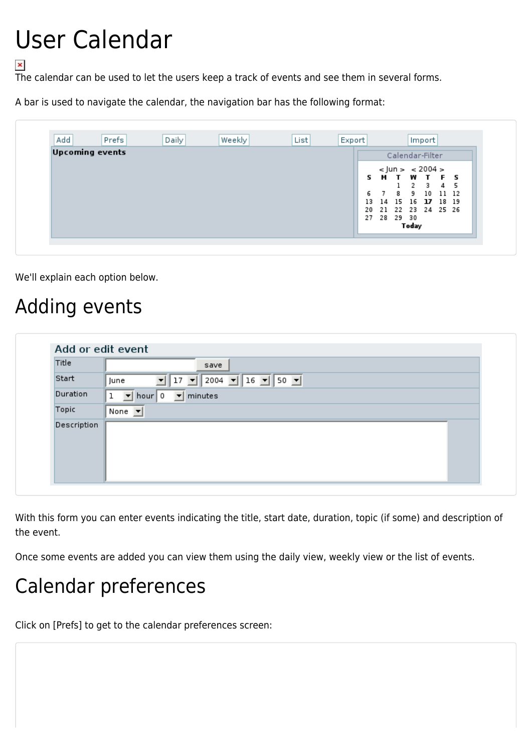# User Calendar

The calendar can be used to let the users keep a track of events and see them in several forms.

A bar is used to navigate the calendar, the navigation bar has the following format:

We'll explain each option below.

# Adding events

With this form you can enter events indicating the title, start date, duration, topic (if some) and description of the event.

Once some events are added you can view them using the daily view, weekly view or the list of events.

# Calendar preferences

Click on [Prefs] to get to the calendar preferences screen: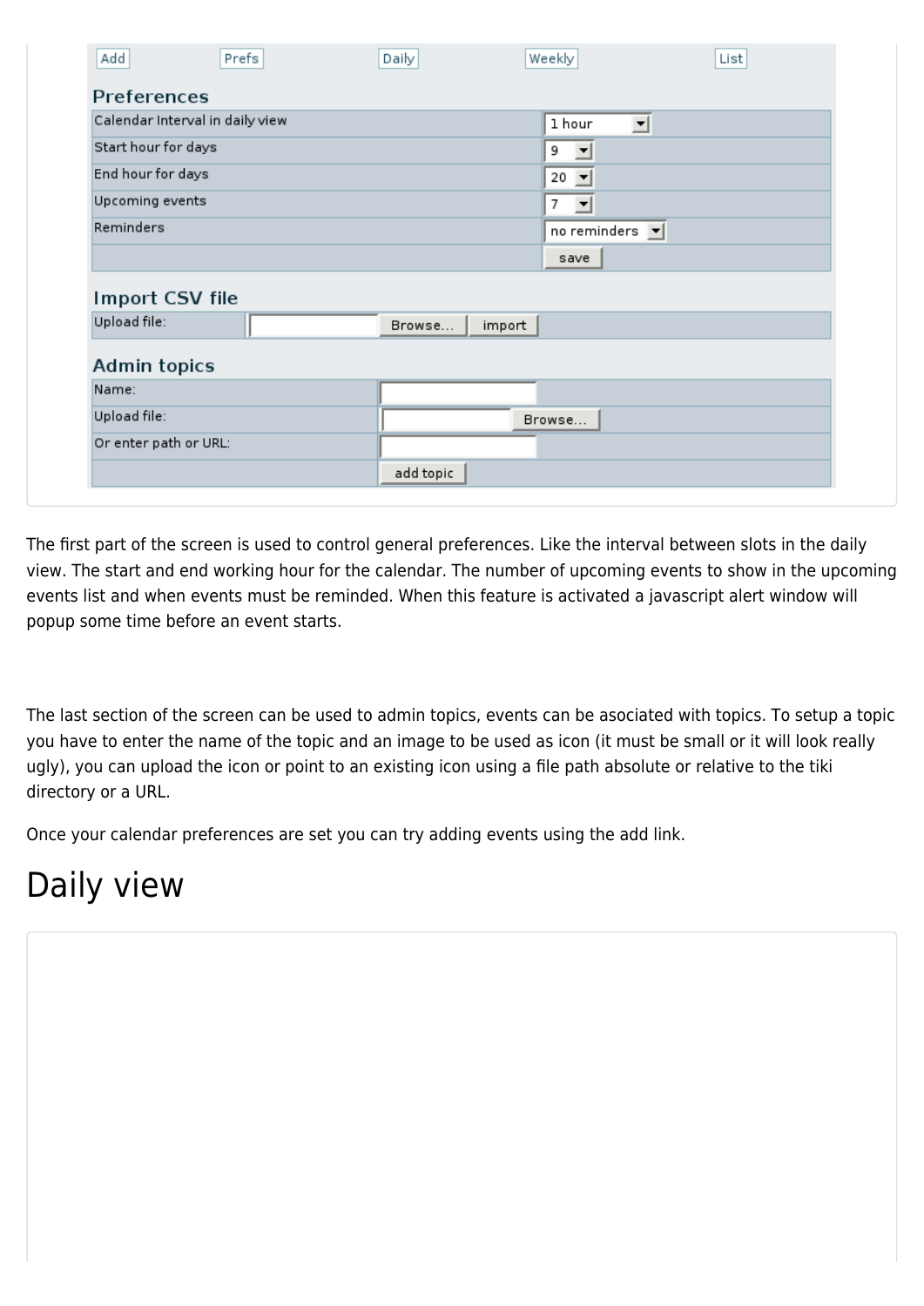| Add | Prefs | Daily | Weekly | List |
| --- | --- | --- | --- | --- |

### Preferences

| Calendar Interval in daily view | 1 hour |
| --- | --- |
| Start hour for days | 9 |
| End hour for days | 20 |
| Upcoming events | 7 |
| Reminders | no reminders |
| | save |

### Import CSV file

| Upload file: | Browse... import |
| --- | --- |

### Admin topics

| Name: | |
| --- | --- |
| Upload file: | Browse... |
| Or enter path or URL: | |
| | add topic |

The first part of the screen is used to control general preferences. Like the interval between slots in the daily view. The start and end working hour for the calendar. The number of upcoming events to show in the upcoming events list and when events must be reminded. When this feature is activated a javascript alert window will popup some time before an event starts.

The last section of the screen can be used to admin topics, events can be asociated with topics. To setup a topic you have to enter the name of the topic and an image to be used as icon (it must be small or it will look really ugly), you can upload the icon or point to an existing icon using a file path absolute or relative to the tiki directory or a URL.

Once your calendar preferences are set you can try adding events using the add link.

# Daily view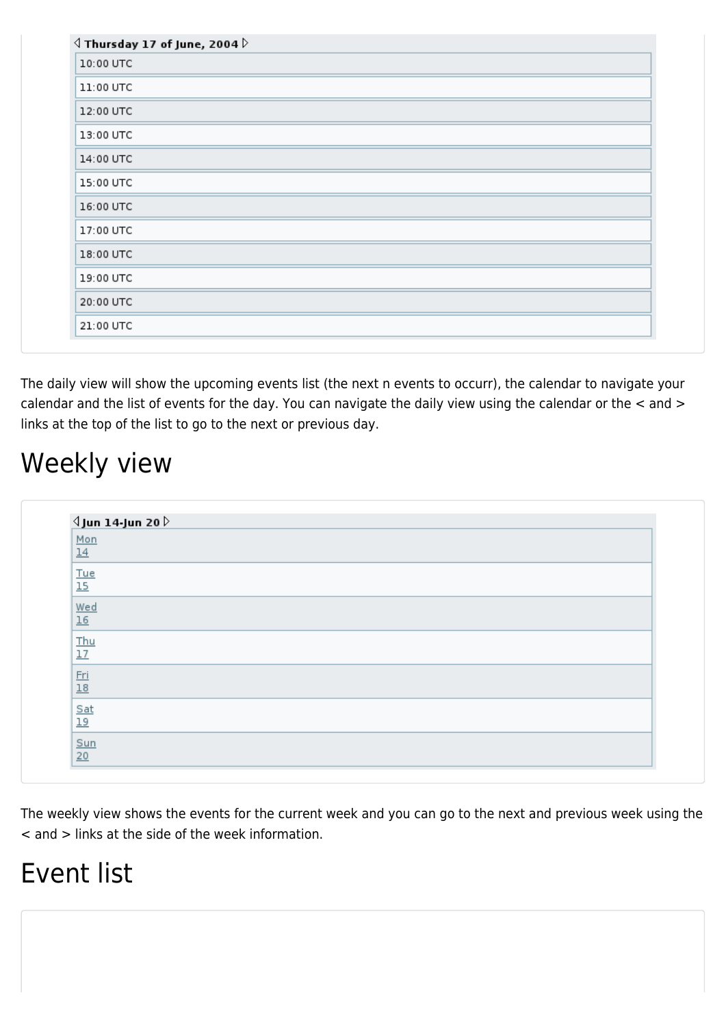| ◁ Thursday 17 of June, 2004 ▷ |
| --- |
| 10:00 UTC |
| 11:00 UTC |
| 12:00 UTC |
| 13:00 UTC |
| 14:00 UTC |
| 15:00 UTC |
| 16:00 UTC |
| 17:00 UTC |
| 18:00 UTC |
| 19:00 UTC |
| 20:00 UTC |
| 21:00 UTC |

The daily view will show the upcoming events list (the next n events to occurr), the calendar to navigate your calendar and the list of events for the day. You can navigate the daily view using the calendar or the < and > links at the top of the list to go to the next or previous day.

# Weekly view

| ◁ Jun 14-Jun 20 ▷ |
| --- |
| Mon 14 |
| Tue 15 |
| Wed 16 |
| Thu 17 |
| Fri 18 |
| Sat 19 |
| Sun 20 |

The weekly view shows the events for the current week and you can go to the next and previous week using the < and > links at the side of the week information.

# Event list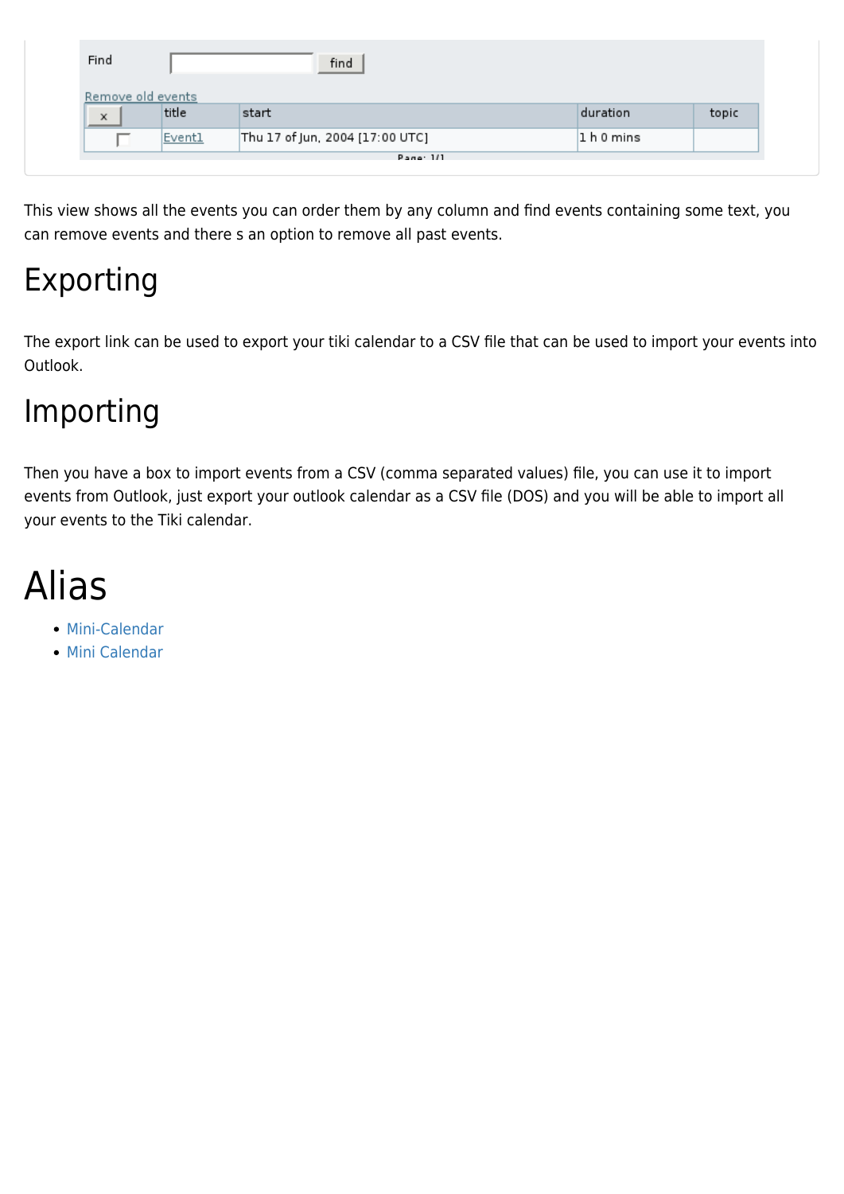| Find | | find | | |
|---|---|---|---|---|
| Remove old events | | | | |
| x | title | start | duration | topic |
| | Event1 | Thu 17 of Jun, 2004 [17:00 UTC] | 1 h 0 mins | |

Page: 1/1

This view shows all the events you can order them by any column and find events containing some text, you can remove events and there s an option to remove all past events.

## Exporting

The export link can be used to export your tiki calendar to a CSV file that can be used to import your events into Outlook.

## Importing

Then you have a box to import events from a CSV (comma separated values) file, you can use it to import events from Outlook, just export your outlook calendar as a CSV file (DOS) and you will be able to import all your events to the Tiki calendar.

# Alias

- Mini-Calendar
- Mini Calendar